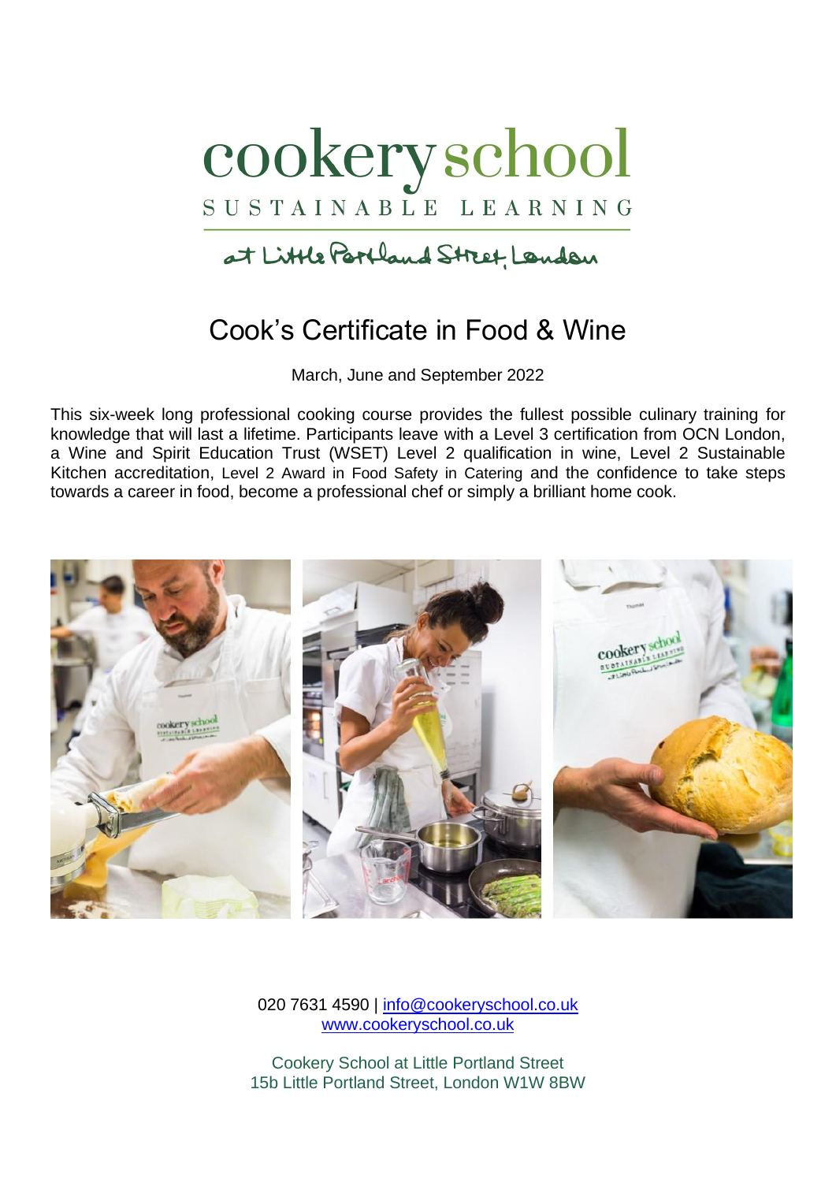cookery school

SUSTAINABLE LEARNING

at Little Portland Street, London

# Cook's Certificate in Food & Wine

March, June and September 2022

This six-week long professional cooking course provides the fullest possible culinary training for knowledge that will last a lifetime. Participants leave with a Level 3 certification from OCN London, a Wine and Spirit Education Trust (WSET) Level 2 qualification in wine, Level 2 Sustainable Kitchen accreditation, Level 2 Award in Food Safety in Catering and the confidence to take steps towards a career in food, become a professional chef or simply a brilliant home cook.

020 7631 4590 | info@cookeryschool.co.uk
www.cookeryschool.co.uk

Cookery School at Little Portland Street
15b Little Portland Street, London W1W 8BW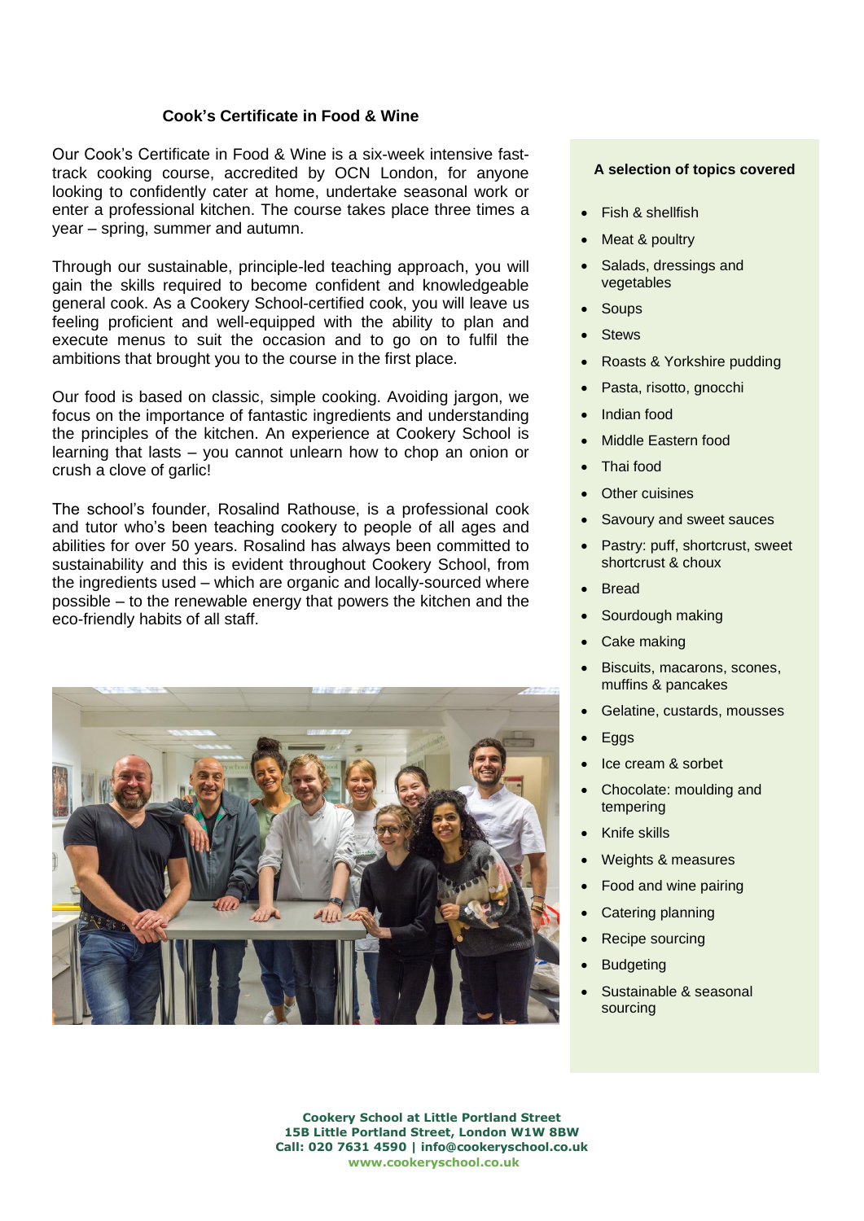## Cook's Certificate in Food & Wine

Our Cook's Certificate in Food & Wine is a six-week intensive fast-track cooking course, accredited by OCN London, for anyone looking to confidently cater at home, undertake seasonal work or enter a professional kitchen. The course takes place three times a year – spring, summer and autumn.

Through our sustainable, principle-led teaching approach, you will gain the skills required to become confident and knowledgeable general cook. As a Cookery School-certified cook, you will leave us feeling proficient and well-equipped with the ability to plan and execute menus to suit the occasion and to go on to fulfil the ambitions that brought you to the course in the first place.

Our food is based on classic, simple cooking. Avoiding jargon, we focus on the importance of fantastic ingredients and understanding the principles of the kitchen. An experience at Cookery School is learning that lasts – you cannot unlearn how to chop an onion or crush a clove of garlic!

The school's founder, Rosalind Rathouse, is a professional cook and tutor who's been teaching cookery to people of all ages and abilities for over 50 years. Rosalind has always been committed to sustainability and this is evident throughout Cookery School, from the ingredients used – which are organic and locally-sourced where possible – to the renewable energy that powers the kitchen and the eco-friendly habits of all staff.

### A selection of topics covered

- Fish & shellfish
- Meat & poultry
- Salads, dressings and vegetables
- Soups
- Stews
- Roasts & Yorkshire pudding
- Pasta, risotto, gnocchi
- Indian food
- Middle Eastern food
- Thai food
- Other cuisines
- Savoury and sweet sauces
- Pastry: puff, shortcrust, sweet shortcrust & choux
- Bread
- Sourdough making
- Cake making
- Biscuits, macarons, scones, muffins & pancakes
- Gelatine, custards, mousses
- Eggs
- Ice cream & sorbet
- Chocolate: moulding and tempering
- Knife skills
- Weights & measures
- Food and wine pairing
- Catering planning
- Recipe sourcing
- Budgeting
- Sustainable & seasonal sourcing

**Cookery School at Little Portland Street**
**15B Little Portland Street, London W1W 8BW**
**Call: 020 7631 4590 | info@cookeryschool.co.uk**
**www.cookeryschool.co.uk**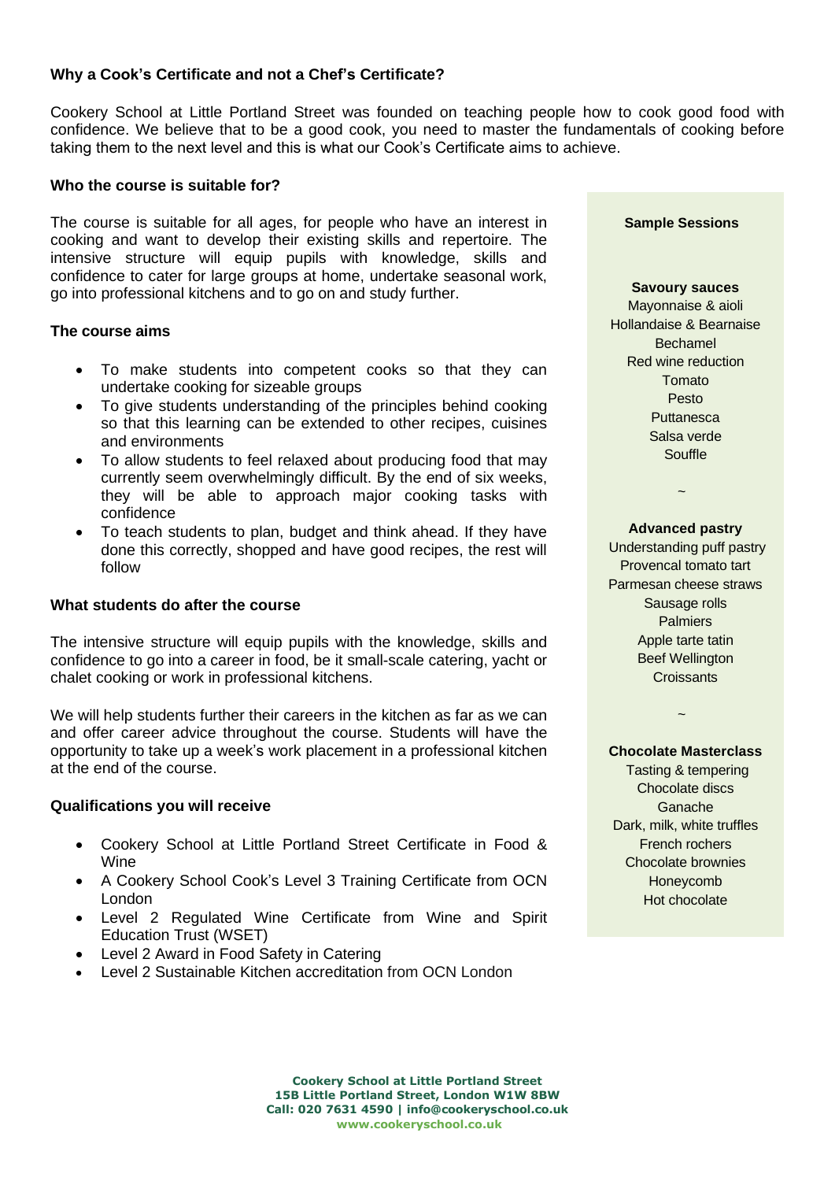### Why a Cook's Certificate and not a Chef's Certificate?

Cookery School at Little Portland Street was founded on teaching people how to cook good food with confidence. We believe that to be a good cook, you need to master the fundamentals of cooking before taking them to the next level and this is what our Cook's Certificate aims to achieve.

### Who the course is suitable for?

The course is suitable for all ages, for people who have an interest in cooking and want to develop their existing skills and repertoire. The intensive structure will equip pupils with knowledge, skills and confidence to cater for large groups at home, undertake seasonal work, go into professional kitchens and to go on and study further.

### The course aims

- To make students into competent cooks so that they can undertake cooking for sizeable groups
- To give students understanding of the principles behind cooking so that this learning can be extended to other recipes, cuisines and environments
- To allow students to feel relaxed about producing food that may currently seem overwhelmingly difficult. By the end of six weeks, they will be able to approach major cooking tasks with confidence
- To teach students to plan, budget and think ahead. If they have done this correctly, shopped and have good recipes, the rest will follow

### What students do after the course

The intensive structure will equip pupils with the knowledge, skills and confidence to go into a career in food, be it small-scale catering, yacht or chalet cooking or work in professional kitchens.

We will help students further their careers in the kitchen as far as we can and offer career advice throughout the course. Students will have the opportunity to take up a week's work placement in a professional kitchen at the end of the course.

### Qualifications you will receive

- Cookery School at Little Portland Street Certificate in Food & Wine
- A Cookery School Cook's Level 3 Training Certificate from OCN London
- Level 2 Regulated Wine Certificate from Wine and Spirit Education Trust (WSET)
- Level 2 Award in Food Safety in Catering
- Level 2 Sustainable Kitchen accreditation from OCN London

**Sample Sessions**

**Savoury sauces**

Mayonnaise & aioli
Hollandaise & Bearnaise
Bechamel
Red wine reduction
Tomato
Pesto
Puttanesca
Salsa verde
Souffle

~

**Advanced pastry**

Understanding puff pastry
Provencal tomato tart
Parmesan cheese straws
Sausage rolls
Palmiers
Apple tarte tatin
Beef Wellington
Croissants

~

**Chocolate Masterclass**

Tasting & tempering
Chocolate discs
Ganache
Dark, milk, white truffles
French rochers
Chocolate brownies
Honeycomb
Hot chocolate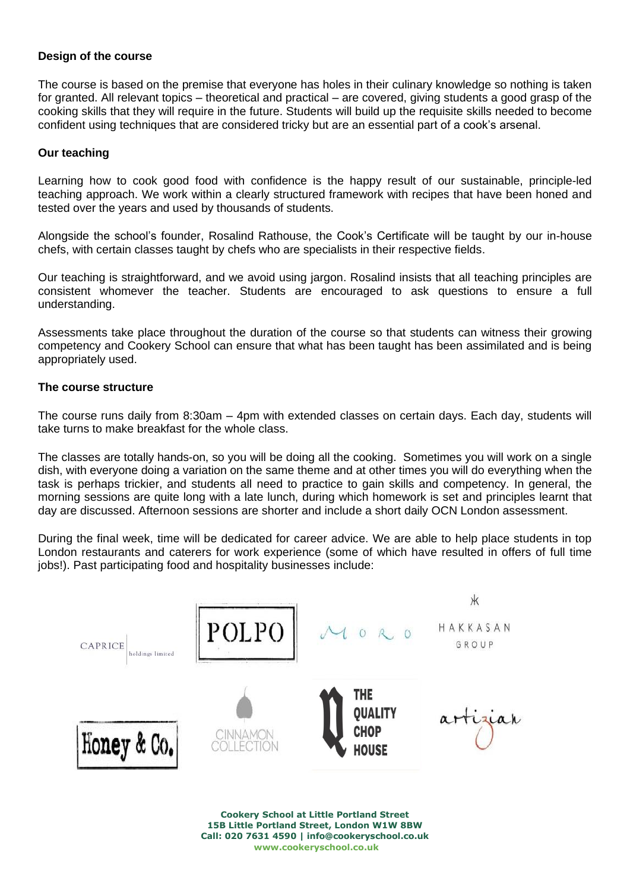**Design of the course**

The course is based on the premise that everyone has holes in their culinary knowledge so nothing is taken for granted. All relevant topics – theoretical and practical – are covered, giving students a good grasp of the cooking skills that they will require in the future. Students will build up the requisite skills needed to become confident using techniques that are considered tricky but are an essential part of a cook's arsenal.

**Our teaching**

Learning how to cook good food with confidence is the happy result of our sustainable, principle-led teaching approach. We work within a clearly structured framework with recipes that have been honed and tested over the years and used by thousands of students.

Alongside the school's founder, Rosalind Rathouse, the Cook's Certificate will be taught by our in-house chefs, with certain classes taught by chefs who are specialists in their respective fields.

Our teaching is straightforward, and we avoid using jargon. Rosalind insists that all teaching principles are consistent whomever the teacher. Students are encouraged to ask questions to ensure a full understanding.

Assessments take place throughout the duration of the course so that students can witness their growing competency and Cookery School can ensure that what has been taught has been assimilated and is being appropriately used.

**The course structure**

The course runs daily from 8:30am – 4pm with extended classes on certain days. Each day, students will take turns to make breakfast for the whole class.

The classes are totally hands-on, so you will be doing all the cooking. Sometimes you will work on a single dish, with everyone doing a variation on the same theme and at other times you will do everything when the task is perhaps trickier, and students all need to practice to gain skills and competency. In general, the morning sessions are quite long with a late lunch, during which homework is set and principles learnt that day are discussed. Afternoon sessions are shorter and include a short daily OCN London assessment.

During the final week, time will be dedicated for career advice. We are able to help place students in top London restaurants and caterers for work experience (some of which have resulted in offers of full time jobs!). Past participating food and hospitality businesses include:

CAPRICE holdings limited | POLPO | MORO | HAKKASAN GROUP

Honey & Co. | CINNAMON COLLECTION | THE QUALITY CHOP HOUSE | artizian

**Cookery School at Little Portland Street**
**15B Little Portland Street, London W1W 8BW**
**Call: 020 7631 4590 | info@cookeryschool.co.uk**
**www.cookeryschool.co.uk**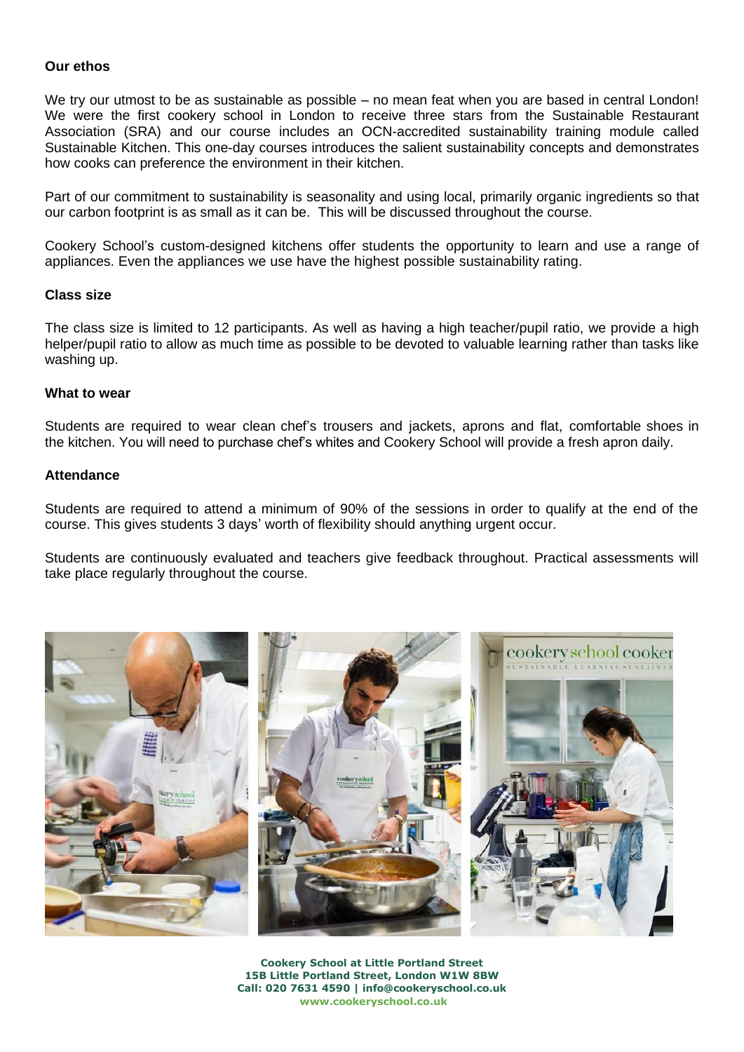**Our ethos**

We try our utmost to be as sustainable as possible – no mean feat when you are based in central London! We were the first cookery school in London to receive three stars from the Sustainable Restaurant Association (SRA) and our course includes an OCN-accredited sustainability training module called Sustainable Kitchen. This one-day courses introduces the salient sustainability concepts and demonstrates how cooks can preference the environment in their kitchen.

Part of our commitment to sustainability is seasonality and using local, primarily organic ingredients so that our carbon footprint is as small as it can be. This will be discussed throughout the course.

Cookery School's custom-designed kitchens offer students the opportunity to learn and use a range of appliances. Even the appliances we use have the highest possible sustainability rating.

**Class size**

The class size is limited to 12 participants. As well as having a high teacher/pupil ratio, we provide a high helper/pupil ratio to allow as much time as possible to be devoted to valuable learning rather than tasks like washing up.

**What to wear**

Students are required to wear clean chef's trousers and jackets, aprons and flat, comfortable shoes in the kitchen. You will need to purchase chef's whites and Cookery School will provide a fresh apron daily.

**Attendance**

Students are required to attend a minimum of 90% of the sessions in order to qualify at the end of the course. This gives students 3 days' worth of flexibility should anything urgent occur.

Students are continuously evaluated and teachers give feedback throughout. Practical assessments will take place regularly throughout the course.

**Cookery School at Little Portland Street**
**15B Little Portland Street, London W1W 8BW**
**Call: 020 7631 4590 | info@cookeryschool.co.uk**
**www.cookeryschool.co.uk**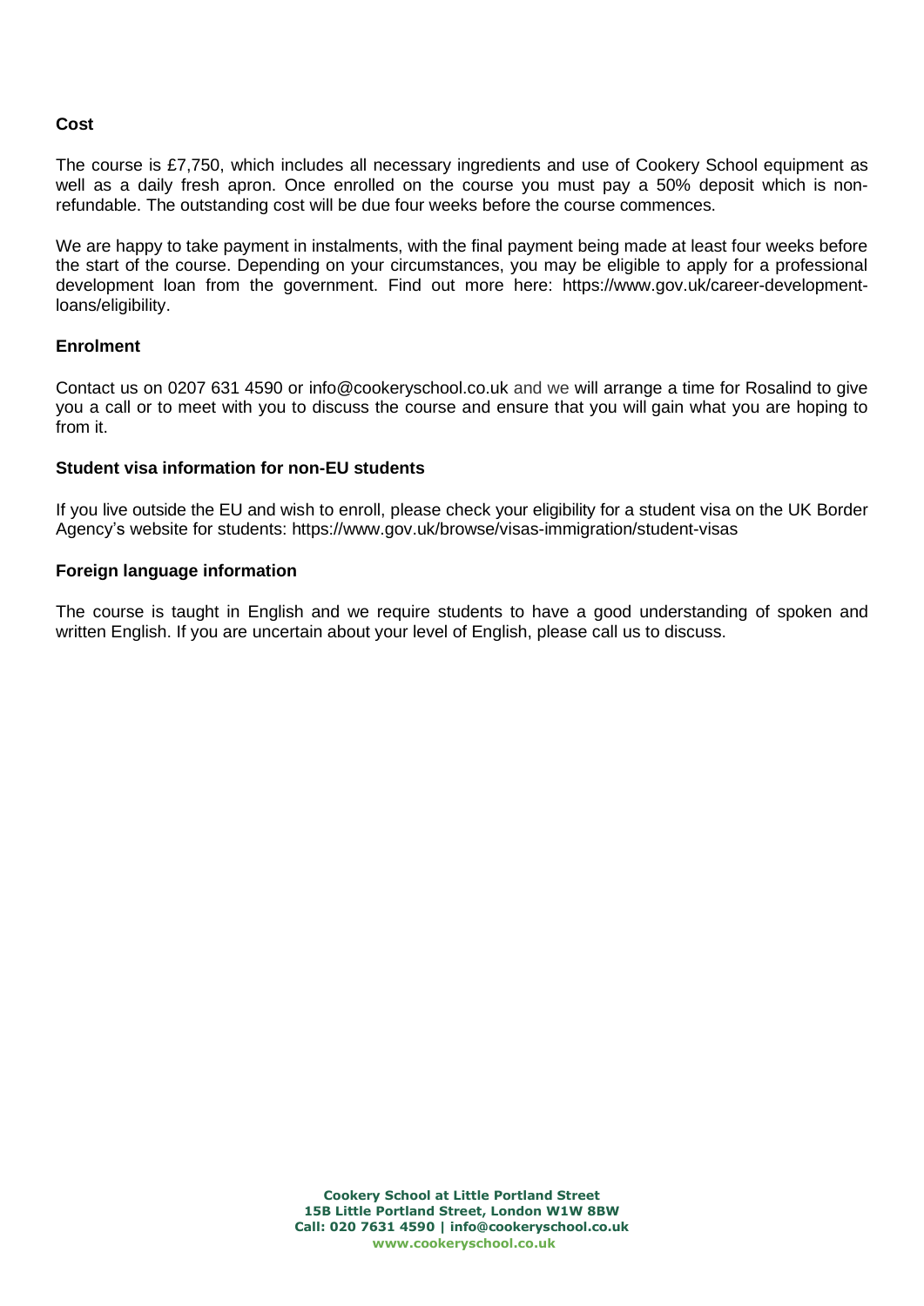**Cost**

The course is £7,750, which includes all necessary ingredients and use of Cookery School equipment as well as a daily fresh apron. Once enrolled on the course you must pay a 50% deposit which is non-refundable. The outstanding cost will be due four weeks before the course commences.

We are happy to take payment in instalments, with the final payment being made at least four weeks before the start of the course. Depending on your circumstances, you may be eligible to apply for a professional development loan from the government. Find out more here: https://www.gov.uk/career-development-loans/eligibility.

**Enrolment**

Contact us on 0207 631 4590 or info@cookeryschool.co.uk and we will arrange a time for Rosalind to give you a call or to meet with you to discuss the course and ensure that you will gain what you are hoping to from it.

**Student visa information for non-EU students**

If you live outside the EU and wish to enroll, please check your eligibility for a student visa on the UK Border Agency's website for students: https://www.gov.uk/browse/visas-immigration/student-visas

**Foreign language information**

The course is taught in English and we require students to have a good understanding of spoken and written English. If you are uncertain about your level of English, please call us to discuss.